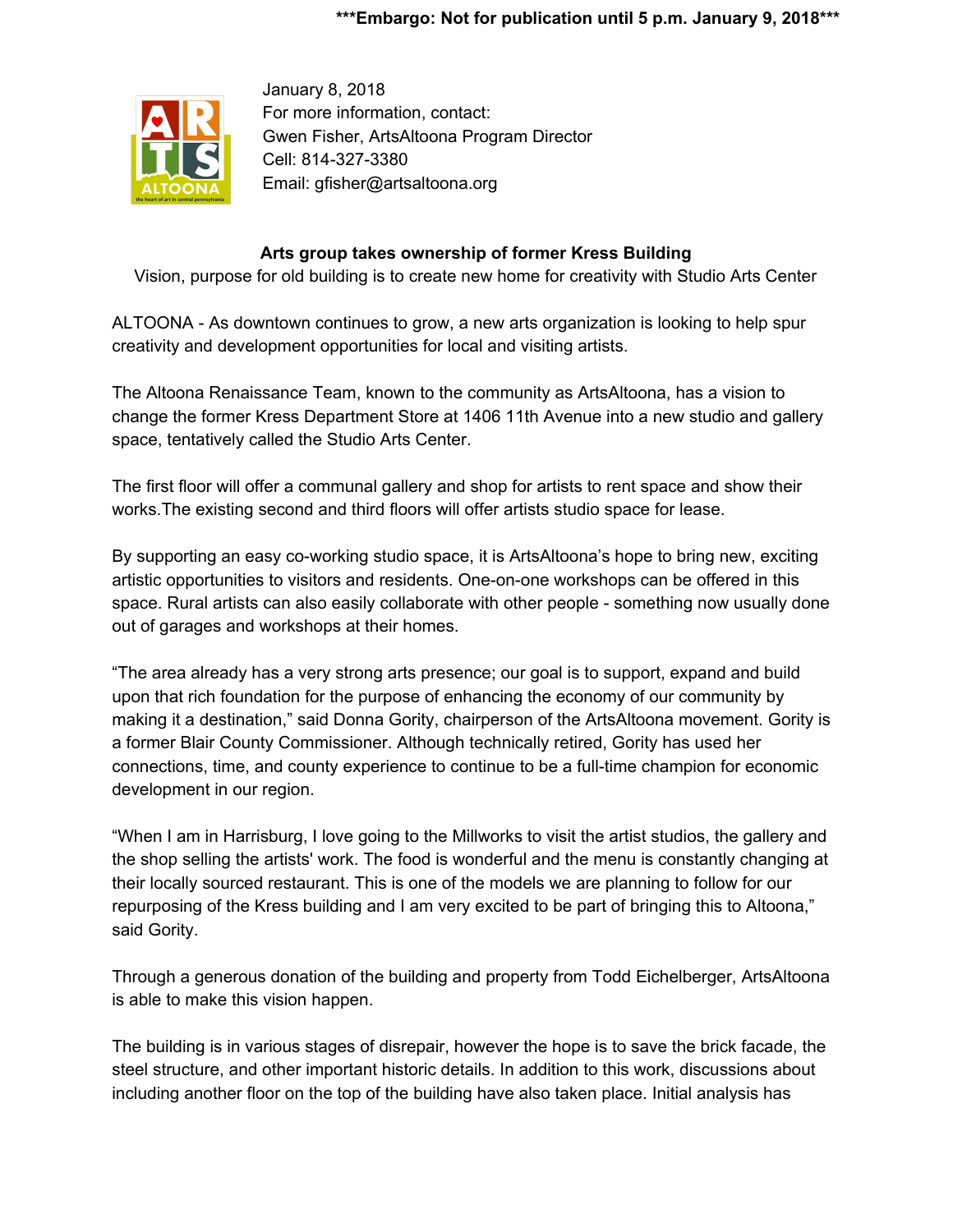***Embargo: Not for publication until 5 p.m. January 9, 2018***

January 8, 2018
For more information, contact:
Gwen Fisher, ArtsAltoona Program Director
Cell: 814-327-3380
Email: gfisher@artsaltoona.org

**Arts group takes ownership of former Kress Building**

Vision, purpose for old building is to create new home for creativity with Studio Arts Center

ALTOONA - As downtown continues to grow, a new arts organization is looking to help spur creativity and development opportunities for local and visiting artists.

The Altoona Renaissance Team, known to the community as ArtsAltoona, has a vision to change the former Kress Department Store at 1406 11th Avenue into a new studio and gallery space, tentatively called the Studio Arts Center.

The first floor will offer a communal gallery and shop for artists to rent space and show their works.The existing second and third floors will offer artists studio space for lease.

By supporting an easy co-working studio space, it is ArtsAltoona's hope to bring new, exciting artistic opportunities to visitors and residents. One-on-one workshops can be offered in this space. Rural artists can also easily collaborate with other people - something now usually done out of garages and workshops at their homes.

"The area already has a very strong arts presence; our goal is to support, expand and build upon that rich foundation for the purpose of enhancing the economy of our community by making it a destination," said Donna Gority, chairperson of the ArtsAltoona movement. Gority is a former Blair County Commissioner. Although technically retired, Gority has used her connections, time, and county experience to continue to be a full-time champion for economic development in our region.

"When I am in Harrisburg, I love going to the Millworks to visit the artist studios, the gallery and the shop selling the artists' work. The food is wonderful and the menu is constantly changing at their locally sourced restaurant. This is one of the models we are planning to follow for our repurposing of the Kress building and I am very excited to be part of bringing this to Altoona," said Gority.

Through a generous donation of the building and property from Todd Eichelberger, ArtsAltoona is able to make this vision happen.

The building is in various stages of disrepair, however the hope is to save the brick facade, the steel structure, and other important historic details. In addition to this work, discussions about including another floor on the top of the building have also taken place. Initial analysis has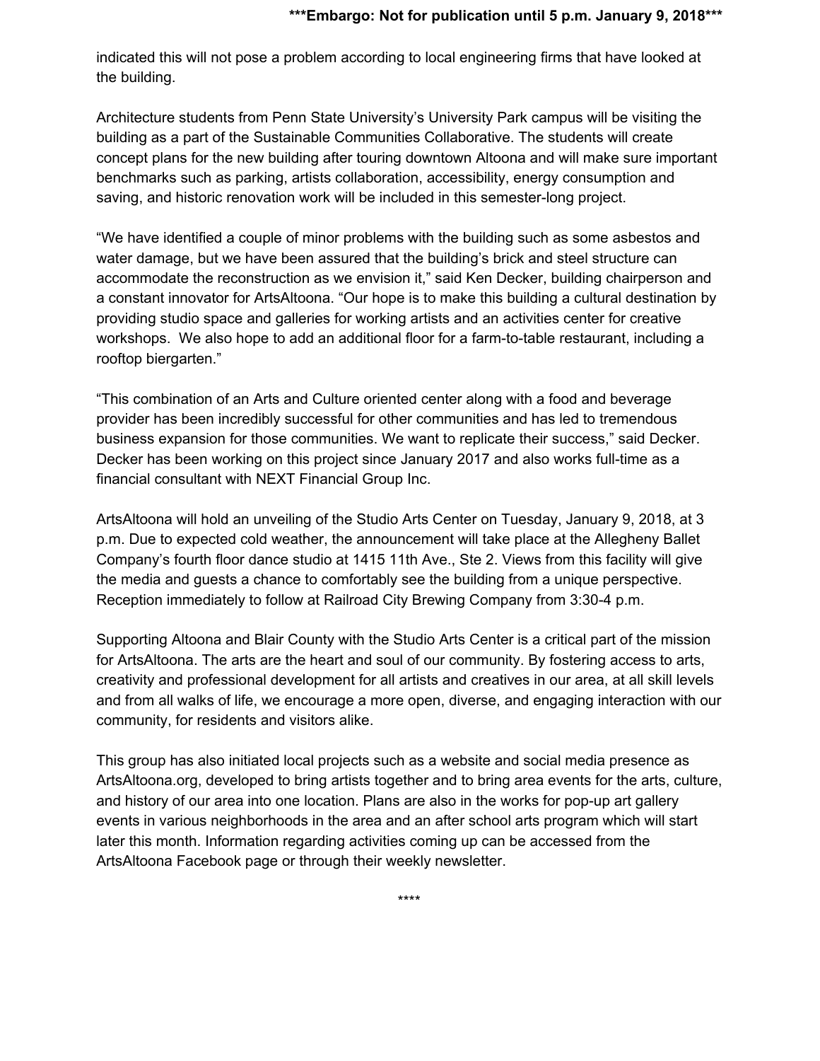indicated this will not pose a problem according to local engineering firms that have looked at the building.

Architecture students from Penn State University's University Park campus will be visiting the building as a part of the Sustainable Communities Collaborative. The students will create concept plans for the new building after touring downtown Altoona and will make sure important benchmarks such as parking, artists collaboration, accessibility, energy consumption and saving, and historic renovation work will be included in this semester-long project.

"We have identified a couple of minor problems with the building such as some asbestos and water damage, but we have been assured that the building's brick and steel structure can accommodate the reconstruction as we envision it," said Ken Decker, building chairperson and a constant innovator for ArtsAltoona. "Our hope is to make this building a cultural destination by providing studio space and galleries for working artists and an activities center for creative workshops.  We also hope to add an additional floor for a farm-to-table restaurant, including a rooftop biergarten."

"This combination of an Arts and Culture oriented center along with a food and beverage provider has been incredibly successful for other communities and has led to tremendous business expansion for those communities. We want to replicate their success," said Decker. Decker has been working on this project since January 2017 and also works full-time as a financial consultant with NEXT Financial Group Inc.

ArtsAltoona will hold an unveiling of the Studio Arts Center on Tuesday, January 9, 2018, at 3 p.m. Due to expected cold weather, the announcement will take place at the Allegheny Ballet Company's fourth floor dance studio at 1415 11th Ave., Ste 2. Views from this facility will give the media and guests a chance to comfortably see the building from a unique perspective. Reception immediately to follow at Railroad City Brewing Company from 3:30-4 p.m.

Supporting Altoona and Blair County with the Studio Arts Center is a critical part of the mission for ArtsAltoona. The arts are the heart and soul of our community. By fostering access to arts, creativity and professional development for all artists and creatives in our area, at all skill levels and from all walks of life, we encourage a more open, diverse, and engaging interaction with our community, for residents and visitors alike.

This group has also initiated local projects such as a website and social media presence as ArtsAltoona.org, developed to bring artists together and to bring area events for the arts, culture, and history of our area into one location. Plans are also in the works for pop-up art gallery events in various neighborhoods in the area and an after school arts program which will start later this month. Information regarding activities coming up can be accessed from the ArtsAltoona Facebook page or through their weekly newsletter.

****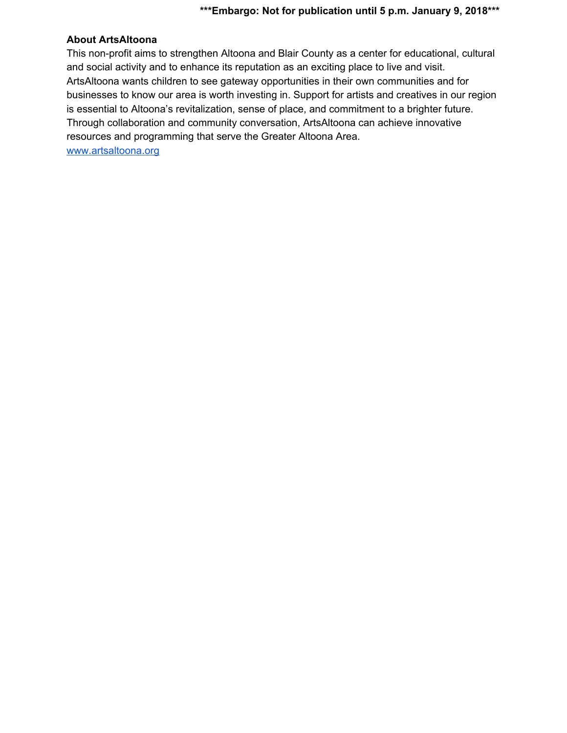***Embargo: Not for publication until 5 p.m. January 9, 2018***

**About ArtsAltoona**

This non-profit aims to strengthen Altoona and Blair County as a center for educational, cultural and social activity and to enhance its reputation as an exciting place to live and visit. ArtsAltoona wants children to see gateway opportunities in their own communities and for businesses to know our area is worth investing in. Support for artists and creatives in our region is essential to Altoona's revitalization, sense of place, and commitment to a brighter future. Through collaboration and community conversation, ArtsAltoona can achieve innovative resources and programming that serve the Greater Altoona Area.

www.artsaltoona.org